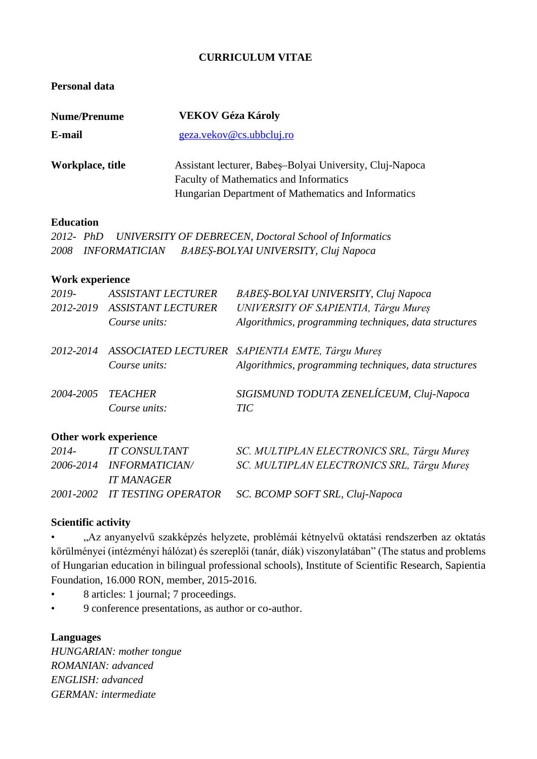# CURRICULUM VITAE

## Personal data

| | |
|---|---|
| **Nume/Prenume** | **VEKOV Géza Károly** |
| **E-mail** | geza.vekov@cs.ubbcluj.ro |
| **Workplace, title** | Assistant lecturer, Babeş–Bolyai University, Cluj-Napoca<br>Faculty of Mathematics and Informatics<br>Hungarian Department of Mathematics and Informatics |

## Education

*2012- PhD UNIVERSITY OF DEBRECEN, Doctoral School of Informatics*
*2008 INFORMATICIAN BABEŞ-BOLYAI UNIVERSITY, Cluj Napoca*

## Work experience

| | | |
|---|---|---|
| *2019-* | *ASSISTANT LECTURER* | *BABEŞ-BOLYAI UNIVERSITY, Cluj Napoca* |
| *2012-2019* | *ASSISTANT LECTURER* | *UNIVERSITY OF SAPIENTIA, Târgu Mureş* |
| | *Course units:* | *Algorithmics, programming techniques, data structures* |
| *2012-2014* | *ASSOCIATED LECTURER* | *SAPIENTIA EMTE, Târgu Mureş* |
| | *Course units:* | *Algorithmics, programming techniques, data structures* |
| *2004-2005* | *TEACHER* | *SIGISMUND TODUTA ZENELÍCEUM, Cluj-Napoca* |
| | *Course units:* | *TIC* |

## Other work experience

| | | |
|---|---|---|
| *2014-* | *IT CONSULTANT* | *SC. MULTIPLAN ELECTRONICS SRL, Târgu Mureş* |
| *2006-2014* | *INFORMATICIAN/ IT MANAGER* | *SC. MULTIPLAN ELECTRONICS SRL, Târgu Mureş* |
| *2001-2002* | *IT TESTING OPERATOR* | *SC. BCOMP SOFT SRL, Cluj-Napoca* |

## Scientific activity

- „Az anyanyelvű szakképzés helyzete, problémái kétnyelvű oktatási rendszerben az oktatás körülményei (intézményi hálózat) és szereplői (tanár, diák) viszonylatában” (The status and problems of Hungarian education in bilingual professional schools), Institute of Scientific Research, Sapientia Foundation, 16.000 RON, member, 2015-2016.
- 8 articles: 1 journal; 7 proceedings.
- 9 conference presentations, as author or co-author.

## Languages

*HUNGARIAN: mother tongue*
*ROMANIAN: advanced*
*ENGLISH: advanced*
*GERMAN: intermediate*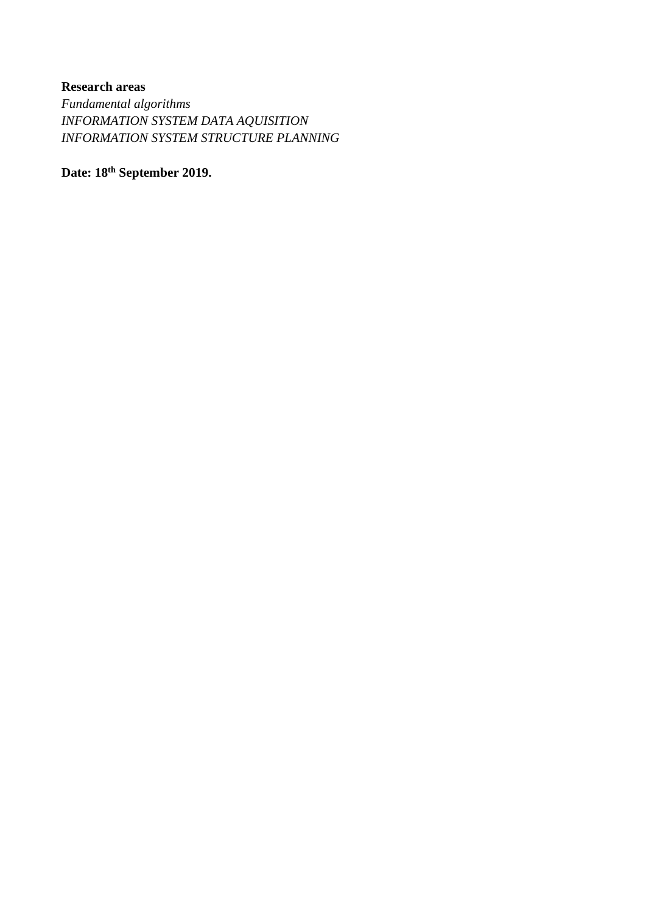**Research areas**
*Fundamental algorithms*
*INFORMATION SYSTEM DATA AQUISITION*
*INFORMATION SYSTEM STRUCTURE PLANNING*

**Date: 18th September 2019.**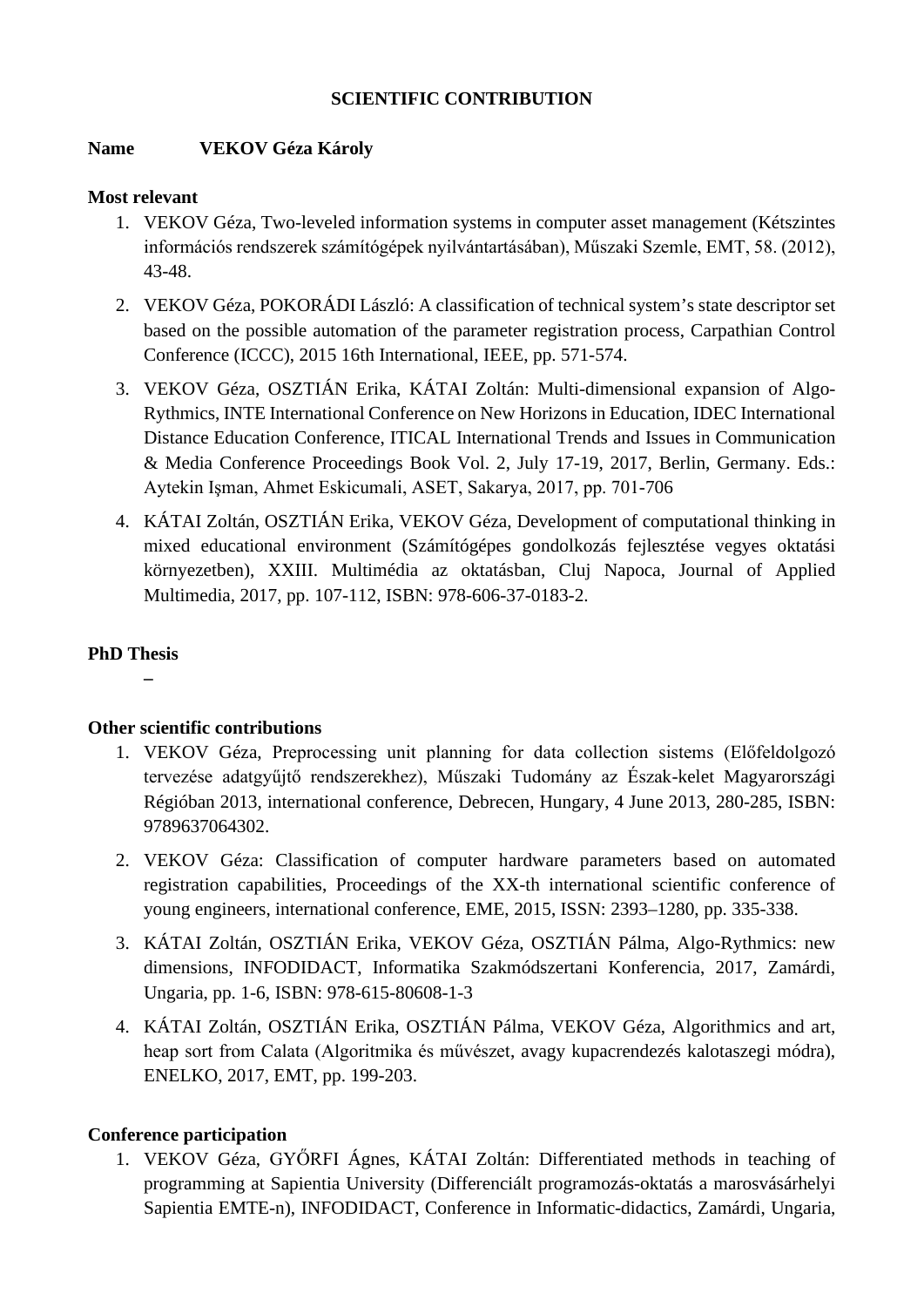**SCIENTIFIC CONTRIBUTION**

**Name VEKOV Géza Károly**

**Most relevant**

1. VEKOV Géza, Two-leveled information systems in computer asset management (Kétszintes információs rendszerek számítógépek nyilvántartásában), Műszaki Szemle, EMT, 58. (2012), 43-48.
2. VEKOV Géza, POKORÁDI László: A classification of technical system's state descriptor set based on the possible automation of the parameter registration process, Carpathian Control Conference (ICCC), 2015 16th International, IEEE, pp. 571-574.
3. VEKOV Géza, OSZTIÁN Erika, KÁTAI Zoltán: Multi-dimensional expansion of Algo-Rythmics, INTE International Conference on New Horizons in Education, IDEC International Distance Education Conference, ITICAL International Trends and Issues in Communication & Media Conference Proceedings Book Vol. 2, July 17-19, 2017, Berlin, Germany. Eds.: Aytekin Işman, Ahmet Eskicumali, ASET, Sakarya, 2017, pp. 701-706
4. KÁTAI Zoltán, OSZTIÁN Erika, VEKOV Géza, Development of computational thinking in mixed educational environment (Számítógépes gondolkozás fejlesztése vegyes oktatási környezetben), XXIII. Multimédia az oktatásban, Cluj Napoca, Journal of Applied Multimedia, 2017, pp. 107-112, ISBN: 978-606-37-0183-2.

**PhD Thesis**

–

**Other scientific contributions**

1. VEKOV Géza, Preprocessing unit planning for data collection sistems (Előfeldolgozó tervezése adatgyűjtő rendszerekhez), Műszaki Tudomány az Észak-kelet Magyarországi Régióban 2013, international conference, Debrecen, Hungary, 4 June 2013, 280-285, ISBN: 9789637064302.
2. VEKOV Géza: Classification of computer hardware parameters based on automated registration capabilities, Proceedings of the XX-th international scientific conference of young engineers, international conference, EME, 2015, ISSN: 2393–1280, pp. 335-338.
3. KÁTAI Zoltán, OSZTIÁN Erika, VEKOV Géza, OSZTIÁN Pálma, Algo-Rythmics: new dimensions, INFODIDACT, Informatika Szakmódszertani Konferencia, 2017, Zamárdi, Ungaria, pp. 1-6, ISBN: 978-615-80608-1-3
4. KÁTAI Zoltán, OSZTIÁN Erika, OSZTIÁN Pálma, VEKOV Géza, Algorithmics and art, heap sort from Calata (Algoritmika és művészet, avagy kupacrendezés kalotaszegi módra), ENELKO, 2017, EMT, pp. 199-203.

**Conference participation**

1. VEKOV Géza, GYŐRFI Ágnes, KÁTAI Zoltán: Differentiated methods in teaching of programming at Sapientia University (Differenciált programozás-oktatás a marosvásárhelyi Sapientia EMTE-n), INFODIDACT, Conference in Informatic-didactics, Zamárdi, Ungaria,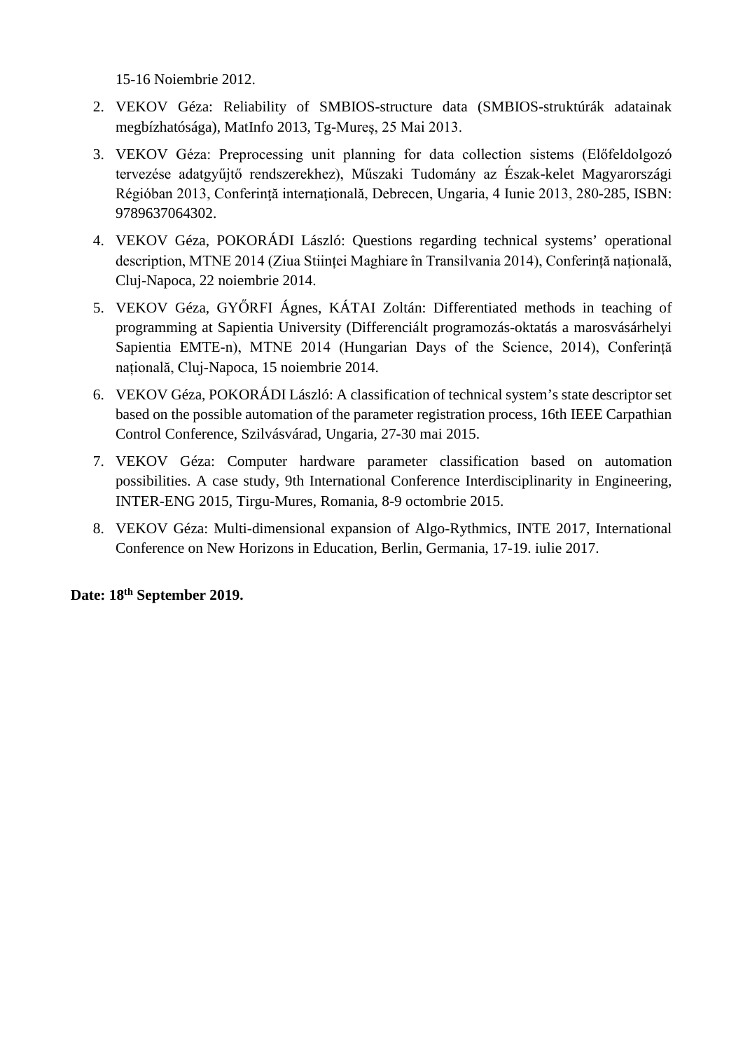15-16 Noiembrie 2012.

2. VEKOV Géza: Reliability of SMBIOS-structure data (SMBIOS-struktúrák adatainak megbízhatósága), MatInfo 2013, Tg-Mureş, 25 Mai 2013.
3. VEKOV Géza: Preprocessing unit planning for data collection sistems (Előfeldolgozó tervezése adatgyűjtő rendszerekhez), Műszaki Tudomány az Észak-kelet Magyarországi Régióban 2013, Conferinţă internaţională, Debrecen, Ungaria, 4 Iunie 2013, 280-285, ISBN: 9789637064302.
4. VEKOV Géza, POKORÁDI László: Questions regarding technical systems' operational description, MTNE 2014 (Ziua Stiinței Maghiare în Transilvania 2014), Conferință națională, Cluj-Napoca, 22 noiembrie 2014.
5. VEKOV Géza, GYŐRFI Ágnes, KÁTAI Zoltán: Differentiated methods in teaching of programming at Sapientia University (Differenciált programozás-oktatás a marosvásárhelyi Sapientia EMTE-n), MTNE 2014 (Hungarian Days of the Science, 2014), Conferință națională, Cluj-Napoca, 15 noiembrie 2014.
6. VEKOV Géza, POKORÁDI László: A classification of technical system's state descriptor set based on the possible automation of the parameter registration process, 16th IEEE Carpathian Control Conference, Szilvásvárad, Ungaria, 27-30 mai 2015.
7. VEKOV Géza: Computer hardware parameter classification based on automation possibilities. A case study, 9th International Conference Interdisciplinarity in Engineering, INTER-ENG 2015, Tirgu-Mures, Romania, 8-9 octombrie 2015.
8. VEKOV Géza: Multi-dimensional expansion of Algo-Rythmics, INTE 2017, International Conference on New Horizons in Education, Berlin, Germania, 17-19. iulie 2017.

**Date: 18th September 2019.**